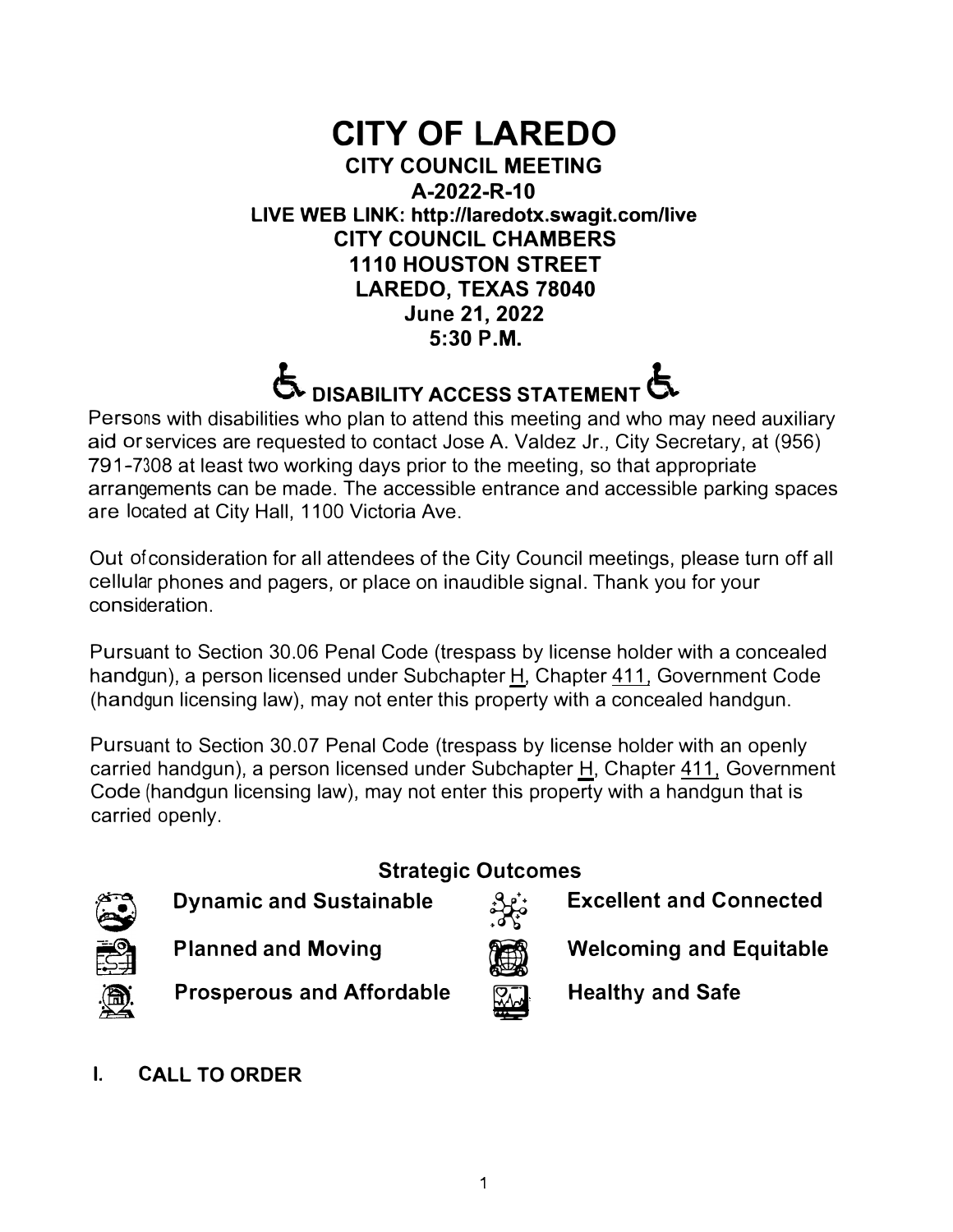# CITY OF LAREDO

## CITY COUNCIL MEETING

**A-2022-R-10**

**LIVE WEB LINK: http://laredotx.swagit.com/live**

**CITY COUNCIL CHAMBERS**

**1110 HOUSTON STREET**

**LAREDO, TEXAS 78040**

**June 21, 2022**

**5:30 P.M.**

## DISABILITY ACCESS STATEMENT

Persons with disabilities who plan to attend this meeting and who may need auxiliary aid or services are requested to contact Jose A. Valdez Jr., City Secretary, at (956) 791-7308 at least two working days prior to the meeting, so that appropriate arrangements can be made. The accessible entrance and accessible parking spaces are located at City Hall, 1100 Victoria Ave.

Out of consideration for all attendees of the City Council meetings, please turn off all cellular phones and pagers, or place on inaudible signal. Thank you for your consideration.

Pursuant to Section 30.06 Penal Code (trespass by license holder with a concealed handgun), a person licensed under Subchapter H, Chapter 411, Government Code (handgun licensing law), may not enter this property with a concealed handgun.

Pursuant to Section 30.07 Penal Code (trespass by license holder with an openly carried handgun), a person licensed under Subchapter H, Chapter 411, Government Code (handgun licensing law), may not enter this property with a handgun that is carried openly.

### Strategic Outcomes

| | |
|---|---|
| **Dynamic and Sustainable** | **Excellent and Connected** |
| **Planned and Moving** | **Welcoming and Equitable** |
| **Prosperous and Affordable** | **Healthy and Safe** |

## I. CALL TO ORDER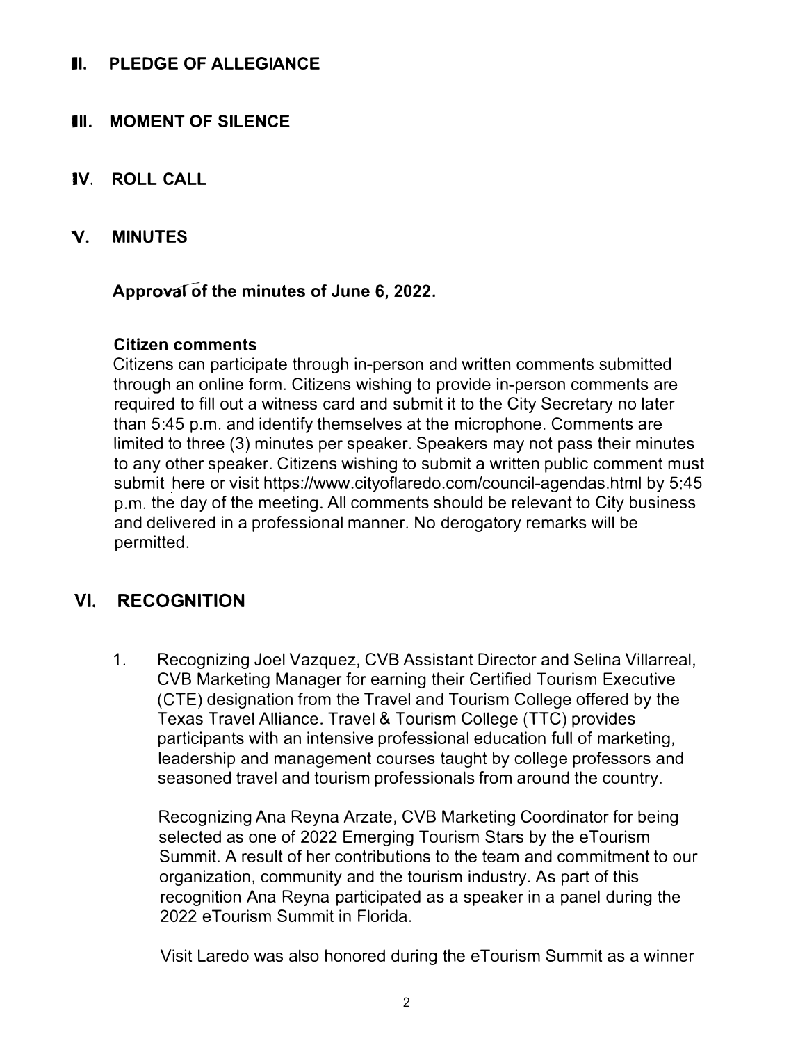## II. PLEDGE OF ALLEGIANCE

## III. MOMENT OF SILENCE

## IV. ROLL CALL

## V. MINUTES

**Approval of the minutes of June 6, 2022.**

**Citizen comments**

Citizens can participate through in-person and written comments submitted through an online form. Citizens wishing to provide in-person comments are required to fill out a witness card and submit it to the City Secretary no later than 5:45 p.m. and identify themselves at the microphone. Comments are limited to three (3) minutes per speaker. Speakers may not pass their minutes to any other speaker. Citizens wishing to submit a written public comment must submit here or visit https://www.cityoflaredo.com/council-agendas.html by 5:45 p.m. the day of the meeting. All comments should be relevant to City business and delivered in a professional manner. No derogatory remarks will be permitted.

## VI. RECOGNITION

1. Recognizing Joel Vazquez, CVB Assistant Director and Selina Villarreal, CVB Marketing Manager for earning their Certified Tourism Executive (CTE) designation from the Travel and Tourism College offered by the Texas Travel Alliance. Travel & Tourism College (TTC) provides participants with an intensive professional education full of marketing, leadership and management courses taught by college professors and seasoned travel and tourism professionals from around the country.

   Recognizing Ana Reyna Arzate, CVB Marketing Coordinator for being selected as one of 2022 Emerging Tourism Stars by the eTourism Summit. A result of her contributions to the team and commitment to our organization, community and the tourism industry. As part of this recognition Ana Reyna participated as a speaker in a panel during the 2022 eTourism Summit in Florida.

   Visit Laredo was also honored during the eTourism Summit as a winner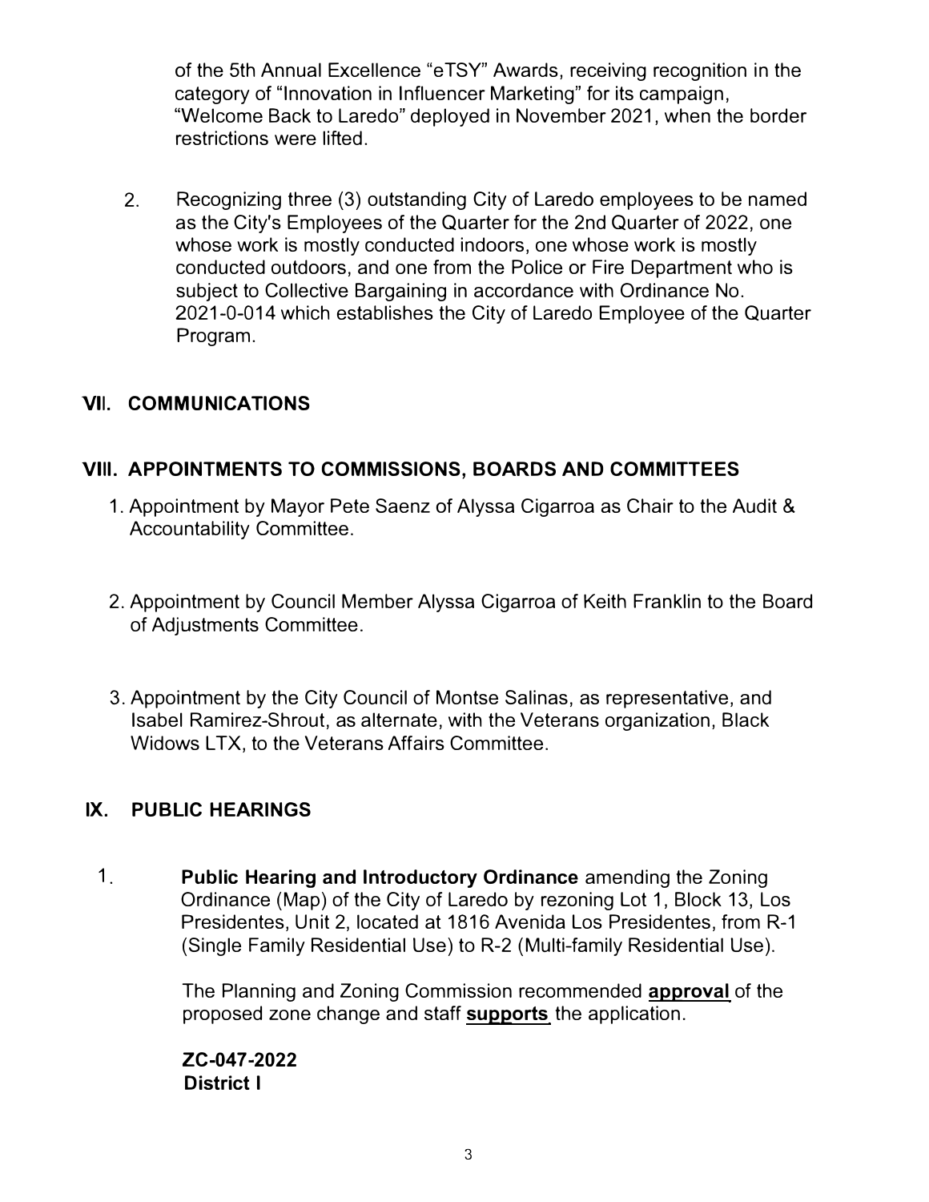of the 5th Annual Excellence "eTSY" Awards, receiving recognition in the category of "Innovation in Influencer Marketing" for its campaign, "Welcome Back to Laredo" deployed in November 2021, when the border restrictions were lifted.

2. Recognizing three (3) outstanding City of Laredo employees to be named as the City's Employees of the Quarter for the 2nd Quarter of 2022, one whose work is mostly conducted indoors, one whose work is mostly conducted outdoors, and one from the Police or Fire Department who is subject to Collective Bargaining in accordance with Ordinance No. 2021-0-014 which establishes the City of Laredo Employee of the Quarter Program.

## VII. COMMUNICATIONS

## VIII. APPOINTMENTS TO COMMISSIONS, BOARDS AND COMMITTEES

1. Appointment by Mayor Pete Saenz of Alyssa Cigarroa as Chair to the Audit & Accountability Committee.

2. Appointment by Council Member Alyssa Cigarroa of Keith Franklin to the Board of Adjustments Committee.

3. Appointment by the City Council of Montse Salinas, as representative, and Isabel Ramirez-Shrout, as alternate, with the Veterans organization, Black Widows LTX, to the Veterans Affairs Committee.

## IX. PUBLIC HEARINGS

1. **Public Hearing and Introductory Ordinance** amending the Zoning Ordinance (Map) of the City of Laredo by rezoning Lot 1, Block 13, Los Presidentes, Unit 2, located at 1816 Avenida Los Presidentes, from R-1 (Single Family Residential Use) to R-2 (Multi-family Residential Use).

   The Planning and Zoning Commission recommended **approval** of the proposed zone change and staff **supports** the application.

   **ZC-047-2022**
   **District I**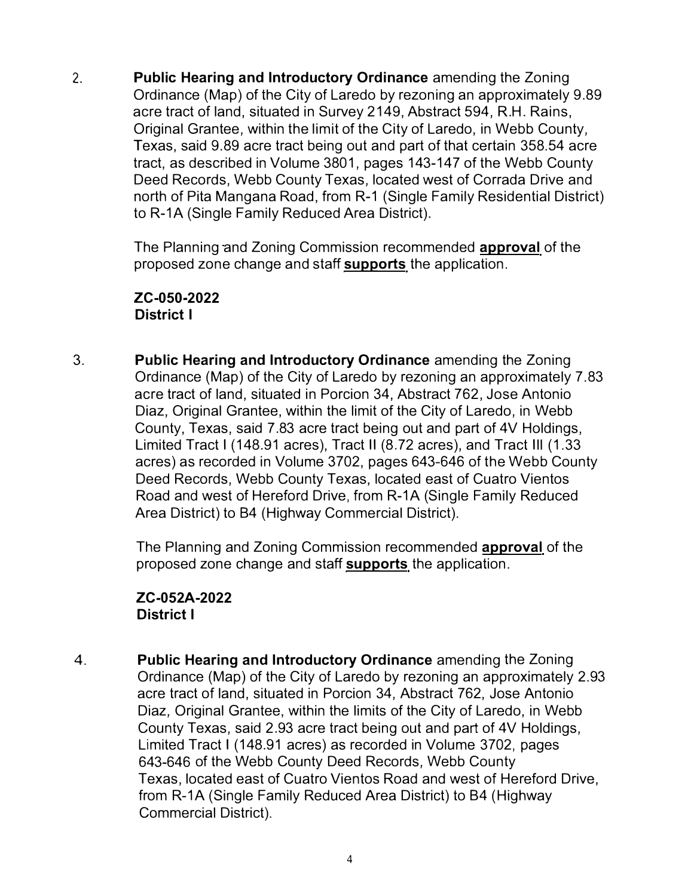2. **Public Hearing and Introductory Ordinance** amending the Zoning Ordinance (Map) of the City of Laredo by rezoning an approximately 9.89 acre tract of land, situated in Survey 2149, Abstract 594, R.H. Rains, Original Grantee, within the limit of the City of Laredo, in Webb County, Texas, said 9.89 acre tract being out and part of that certain 358.54 acre tract, as described in Volume 3801, pages 143-147 of the Webb County Deed Records, Webb County Texas, located west of Corrada Drive and north of Pita Mangana Road, from R-1 (Single Family Residential District) to R-1A (Single Family Reduced Area District).

   The Planning and Zoning Commission recommended **approval** of the proposed zone change and staff **supports** the application.

   **ZC-050-2022**
   **District I**

3. **Public Hearing and Introductory Ordinance** amending the Zoning Ordinance (Map) of the City of Laredo by rezoning an approximately 7.83 acre tract of land, situated in Porcion 34, Abstract 762, Jose Antonio Diaz, Original Grantee, within the limit of the City of Laredo, in Webb County, Texas, said 7.83 acre tract being out and part of 4V Holdings, Limited Tract I (148.91 acres), Tract II (8.72 acres), and Tract III (1.33 acres) as recorded in Volume 3702, pages 643-646 of the Webb County Deed Records, Webb County Texas, located east of Cuatro Vientos Road and west of Hereford Drive, from R-1A (Single Family Reduced Area District) to B4 (Highway Commercial District).

   The Planning and Zoning Commission recommended **approval** of the proposed zone change and staff **supports** the application.

   **ZC-052A-2022**
   **District I**

4. **Public Hearing and Introductory Ordinance** amending the Zoning Ordinance (Map) of the City of Laredo by rezoning an approximately 2.93 acre tract of land, situated in Porcion 34, Abstract 762, Jose Antonio Diaz, Original Grantee, within the limits of the City of Laredo, in Webb County Texas, said 2.93 acre tract being out and part of 4V Holdings, Limited Tract I (148.91 acres) as recorded in Volume 3702, pages 643-646 of the Webb County Deed Records, Webb County Texas, located east of Cuatro Vientos Road and west of Hereford Drive, from R-1A (Single Family Reduced Area District) to B4 (Highway Commercial District).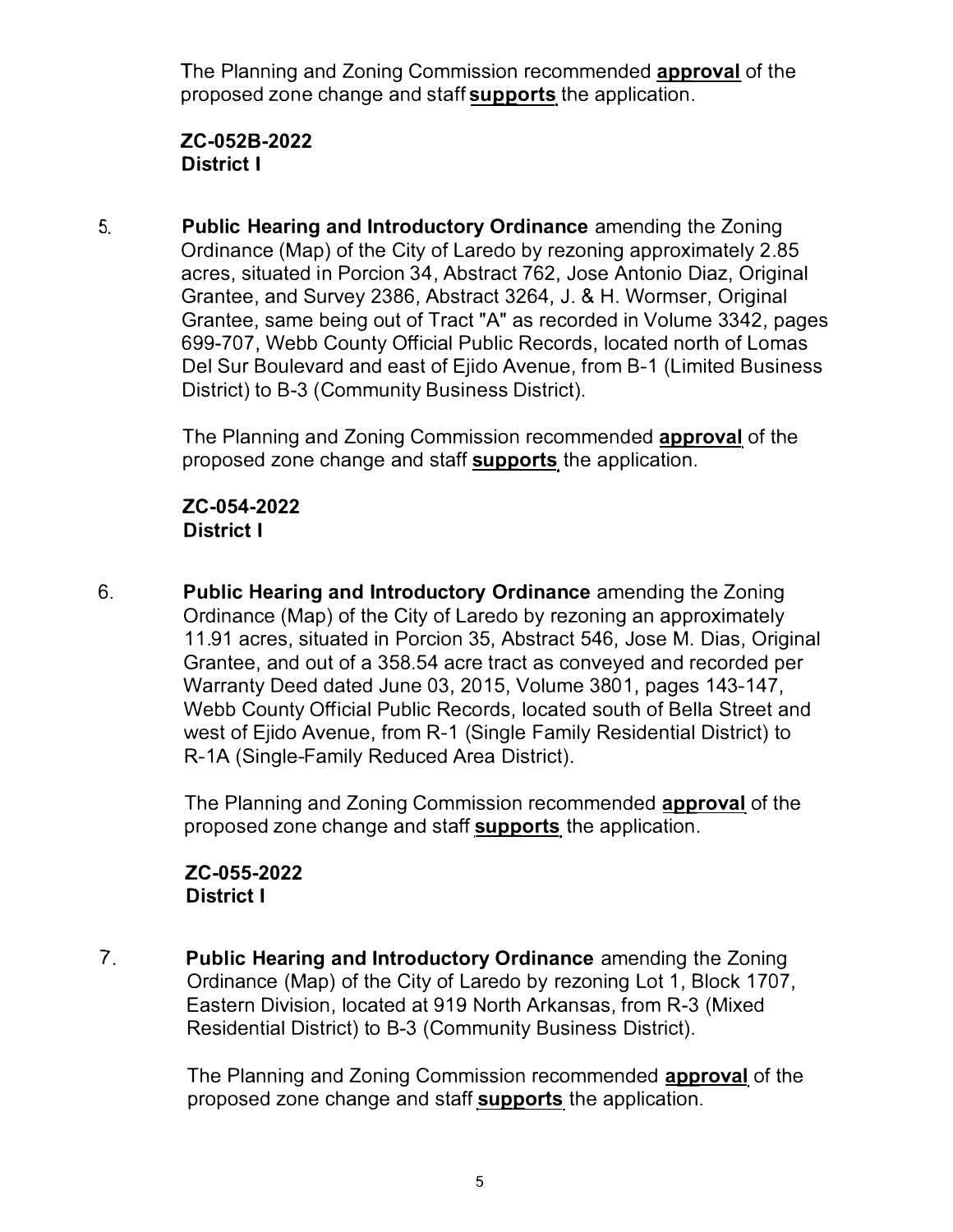The Planning and Zoning Commission recommended **approval** of the proposed zone change and staff **supports** the application.

**ZC-052B-2022**
**District I**

5. **Public Hearing and Introductory Ordinance** amending the Zoning Ordinance (Map) of the City of Laredo by rezoning approximately 2.85 acres, situated in Porcion 34, Abstract 762, Jose Antonio Diaz, Original Grantee, and Survey 2386, Abstract 3264, J. & H. Wormser, Original Grantee, same being out of Tract "A" as recorded in Volume 3342, pages 699-707, Webb County Official Public Records, located north of Lomas Del Sur Boulevard and east of Ejido Avenue, from B-1 (Limited Business District) to B-3 (Community Business District).

   The Planning and Zoning Commission recommended **approval** of the proposed zone change and staff **supports** the application.

   **ZC-054-2022**
   **District I**

6. **Public Hearing and Introductory Ordinance** amending the Zoning Ordinance (Map) of the City of Laredo by rezoning an approximately 11.91 acres, situated in Porcion 35, Abstract 546, Jose M. Dias, Original Grantee, and out of a 358.54 acre tract as conveyed and recorded per Warranty Deed dated June 03, 2015, Volume 3801, pages 143-147, Webb County Official Public Records, located south of Bella Street and west of Ejido Avenue, from R-1 (Single Family Residential District) to R-1A (Single-Family Reduced Area District).

   The Planning and Zoning Commission recommended **approval** of the proposed zone change and staff **supports** the application.

   **ZC-055-2022**
   **District I**

7. **Public Hearing and Introductory Ordinance** amending the Zoning Ordinance (Map) of the City of Laredo by rezoning Lot 1, Block 1707, Eastern Division, located at 919 North Arkansas, from R-3 (Mixed Residential District) to B-3 (Community Business District).

   The Planning and Zoning Commission recommended **approval** of the proposed zone change and staff **supports** the application.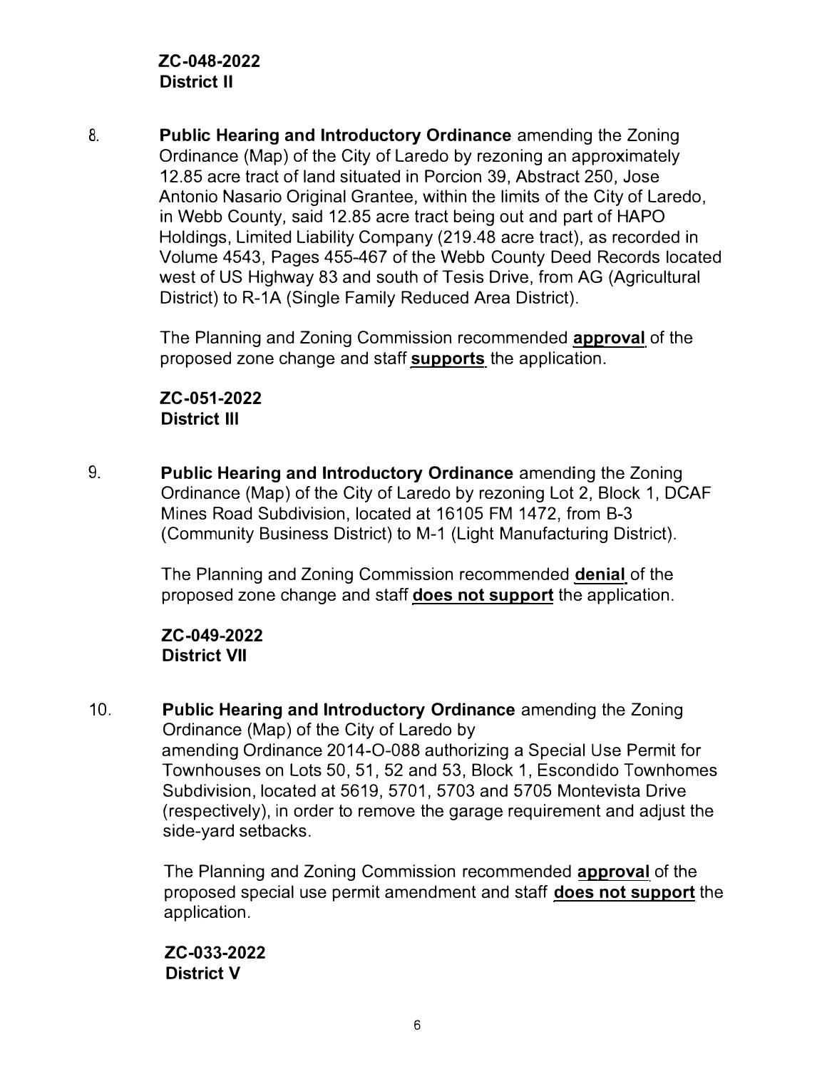**ZC-048-2022**
**District II**

8. **Public Hearing and Introductory Ordinance** amending the Zoning Ordinance (Map) of the City of Laredo by rezoning an approximately 12.85 acre tract of land situated in Porcion 39, Abstract 250, Jose Antonio Nasario Original Grantee, within the limits of the City of Laredo, in Webb County, said 12.85 acre tract being out and part of HAPO Holdings, Limited Liability Company (219.48 acre tract), as recorded in Volume 4543, Pages 455-467 of the Webb County Deed Records located west of US Highway 83 and south of Tesis Drive, from AG (Agricultural District) to R-1A (Single Family Reduced Area District).

   The Planning and Zoning Commission recommended **approval** of the proposed zone change and staff **supports** the application.

   **ZC-051-2022**
   **District III**

9. **Public Hearing and Introductory Ordinance** amending the Zoning Ordinance (Map) of the City of Laredo by rezoning Lot 2, Block 1, DCAF Mines Road Subdivision, located at 16105 FM 1472, from B-3 (Community Business District) to M-1 (Light Manufacturing District).

   The Planning and Zoning Commission recommended **denial** of the proposed zone change and staff **does not support** the application.

   **ZC-049-2022**
   **District VII**

10. **Public Hearing and Introductory Ordinance** amending the Zoning Ordinance (Map) of the City of Laredo by amending Ordinance 2014-O-088 authorizing a Special Use Permit for Townhouses on Lots 50, 51, 52 and 53, Block 1, Escondido Townhomes Subdivision, located at 5619, 5701, 5703 and 5705 Montevista Drive (respectively), in order to remove the garage requirement and adjust the side-yard setbacks.

    The Planning and Zoning Commission recommended **approval** of the proposed special use permit amendment and staff **does not support** the application.

    **ZC-033-2022**
    **District V**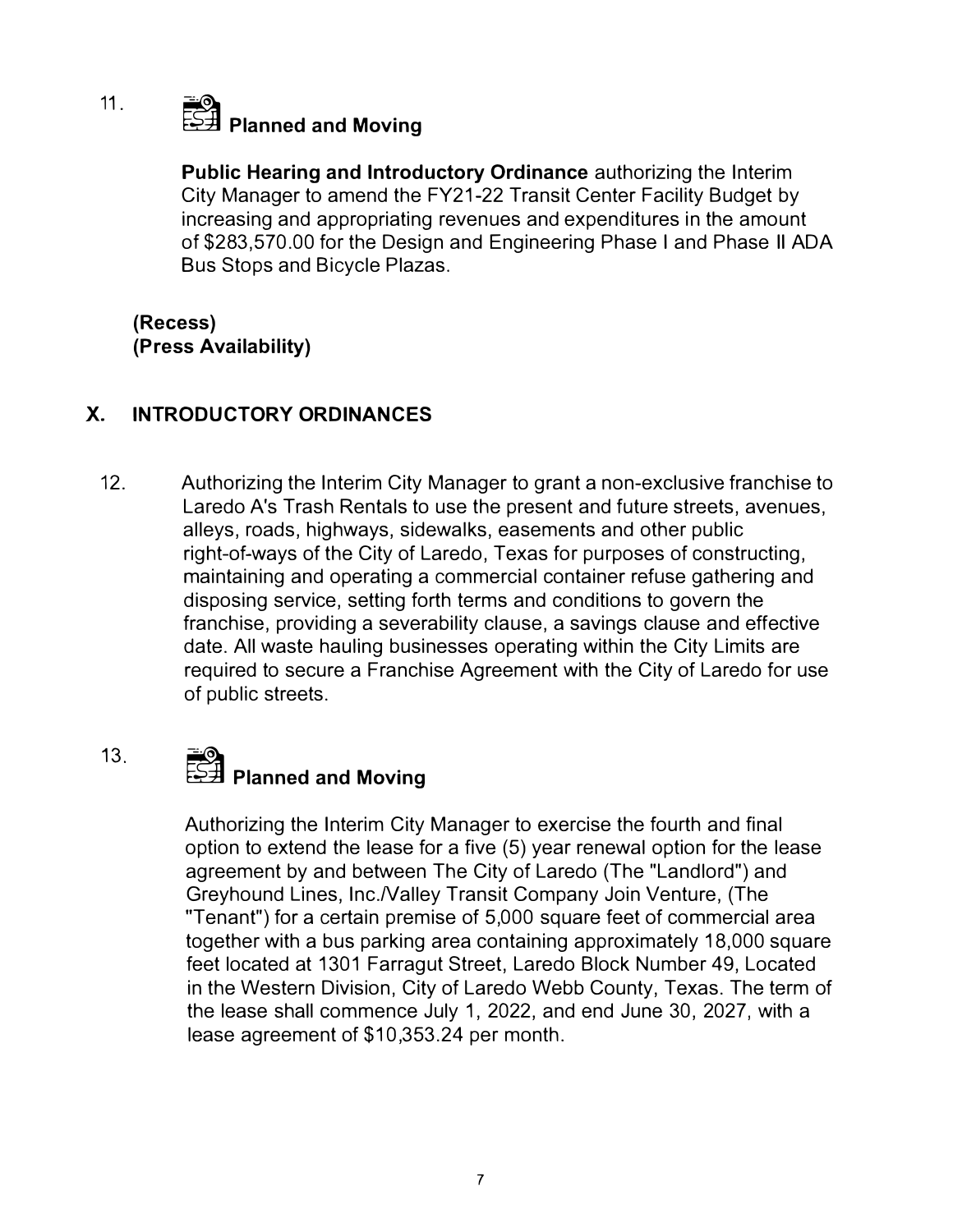11. **Planned and Moving**

    **Public Hearing and Introductory Ordinance** authorizing the Interim City Manager to amend the FY21-22 Transit Center Facility Budget by increasing and appropriating revenues and expenditures in the amount of $283,570.00 for the Design and Engineering Phase I and Phase II ADA Bus Stops and Bicycle Plazas.

**(Recess)**
**(Press Availability)**

## X. INTRODUCTORY ORDINANCES

12. Authorizing the Interim City Manager to grant a non-exclusive franchise to Laredo A's Trash Rentals to use the present and future streets, avenues, alleys, roads, highways, sidewalks, easements and other public right-of-ways of the City of Laredo, Texas for purposes of constructing, maintaining and operating a commercial container refuse gathering and disposing service, setting forth terms and conditions to govern the franchise, providing a severability clause, a savings clause and effective date. All waste hauling businesses operating within the City Limits are required to secure a Franchise Agreement with the City of Laredo for use of public streets.

13. **Planned and Moving**

    Authorizing the Interim City Manager to exercise the fourth and final option to extend the lease for a five (5) year renewal option for the lease agreement by and between The City of Laredo (The "Landlord") and Greyhound Lines, Inc./Valley Transit Company Join Venture, (The "Tenant") for a certain premise of 5,000 square feet of commercial area together with a bus parking area containing approximately 18,000 square feet located at 1301 Farragut Street, Laredo Block Number 49, Located in the Western Division, City of Laredo Webb County, Texas. The term of the lease shall commence July 1, 2022, and end June 30, 2027, with a lease agreement of $10,353.24 per month.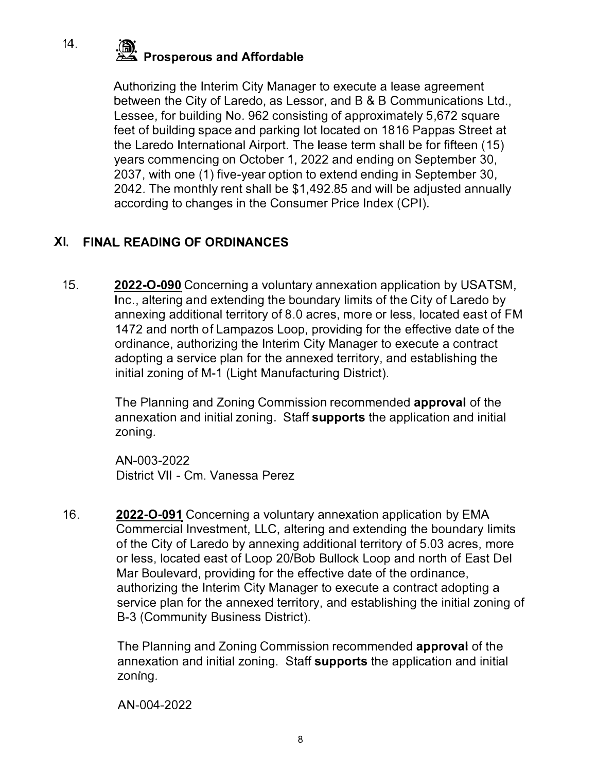14. **Prosperous and Affordable**

Authorizing the Interim City Manager to execute a lease agreement between the City of Laredo, as Lessor, and B & B Communications Ltd., Lessee, for building No. 962 consisting of approximately 5,672 square feet of building space and parking lot located on 1816 Pappas Street at the Laredo International Airport. The lease term shall be for fifteen (15) years commencing on October 1, 2022 and ending on September 30, 2037, with one (1) five-year option to extend ending in September 30, 2042. The monthly rent shall be $1,492.85 and will be adjusted annually according to changes in the Consumer Price Index (CPI).

## XI. FINAL READING OF ORDINANCES

15. **2022-O-090** Concerning a voluntary annexation application by USATSM, Inc., altering and extending the boundary limits of the City of Laredo by annexing additional territory of 8.0 acres, more or less, located east of FM 1472 and north of Lampazos Loop, providing for the effective date of the ordinance, authorizing the Interim City Manager to execute a contract adopting a service plan for the annexed territory, and establishing the initial zoning of M-1 (Light Manufacturing District).

    The Planning and Zoning Commission recommended **approval** of the annexation and initial zoning. Staff **supports** the application and initial zoning.

    AN-003-2022
    District VII - Cm. Vanessa Perez

16. **2022-O-091** Concerning a voluntary annexation application by EMA Commercial Investment, LLC, altering and extending the boundary limits of the City of Laredo by annexing additional territory of 5.03 acres, more or less, located east of Loop 20/Bob Bullock Loop and north of East Del Mar Boulevard, providing for the effective date of the ordinance, authorizing the Interim City Manager to execute a contract adopting a service plan for the annexed territory, and establishing the initial zoning of B-3 (Community Business District).

    The Planning and Zoning Commission recommended **approval** of the annexation and initial zoning. Staff **supports** the application and initial zoning.

    AN-004-2022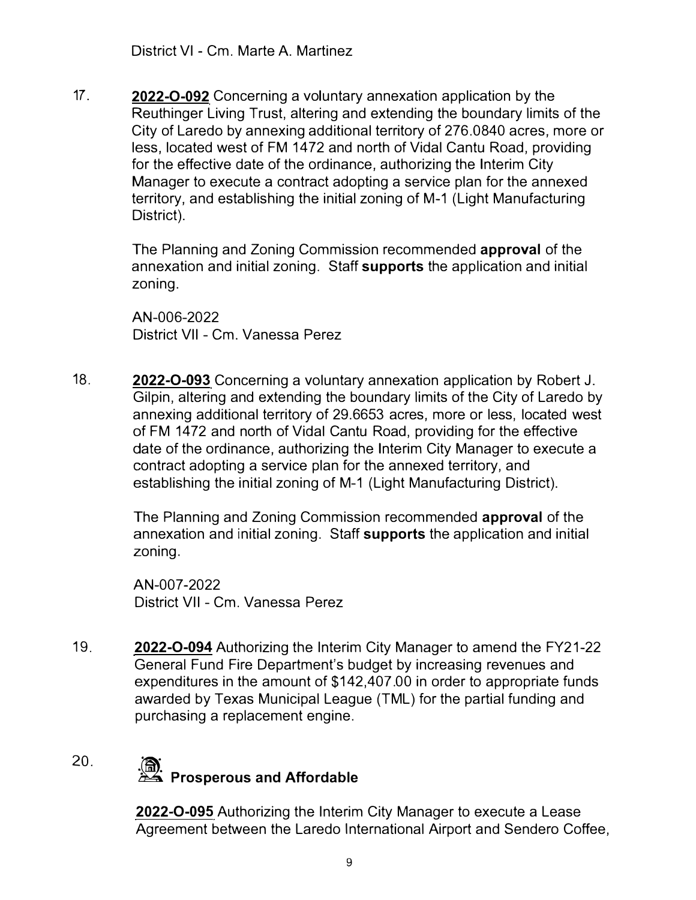District VI - Cm. Marte A. Martinez

17. **2022-O-092** Concerning a voluntary annexation application by the Reuthinger Living Trust, altering and extending the boundary limits of the City of Laredo by annexing additional territory of 276.0840 acres, more or less, located west of FM 1472 and north of Vidal Cantu Road, providing for the effective date of the ordinance, authorizing the Interim City Manager to execute a contract adopting a service plan for the annexed territory, and establishing the initial zoning of M-1 (Light Manufacturing District).

    The Planning and Zoning Commission recommended **approval** of the annexation and initial zoning. Staff **supports** the application and initial zoning.

    AN-006-2022
    District VII - Cm. Vanessa Perez

18. **2022-O-093** Concerning a voluntary annexation application by Robert J. Gilpin, altering and extending the boundary limits of the City of Laredo by annexing additional territory of 29.6653 acres, more or less, located west of FM 1472 and north of Vidal Cantu Road, providing for the effective date of the ordinance, authorizing the Interim City Manager to execute a contract adopting a service plan for the annexed territory, and establishing the initial zoning of M-1 (Light Manufacturing District).

    The Planning and Zoning Commission recommended **approval** of the annexation and initial zoning. Staff **supports** the application and initial zoning.

    AN-007-2022
    District VII - Cm. Vanessa Perez

19. **2022-O-094** Authorizing the Interim City Manager to amend the FY21-22 General Fund Fire Department's budget by increasing revenues and expenditures in the amount of $142,407.00 in order to appropriate funds awarded by Texas Municipal League (TML) for the partial funding and purchasing a replacement engine.

20. **Prosperous and Affordable**

    **2022-O-095** Authorizing the Interim City Manager to execute a Lease Agreement between the Laredo International Airport and Sendero Coffee,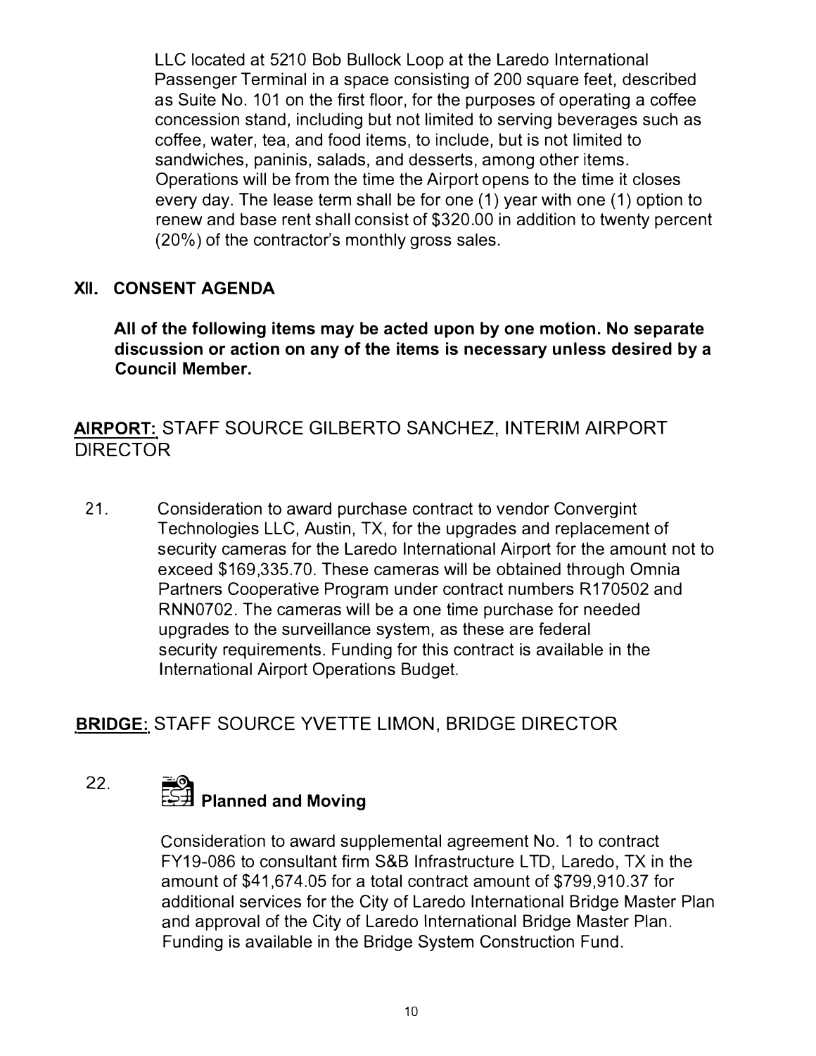LLC located at 5210 Bob Bullock Loop at the Laredo International Passenger Terminal in a space consisting of 200 square feet, described as Suite No. 101 on the first floor, for the purposes of operating a coffee concession stand, including but not limited to serving beverages such as coffee, water, tea, and food items, to include, but is not limited to sandwiches, paninis, salads, and desserts, among other items. Operations will be from the time the Airport opens to the time it closes every day. The lease term shall be for one (1) year with one (1) option to renew and base rent shall consist of $320.00 in addition to twenty percent (20%) of the contractor's monthly gross sales.

## XII. CONSENT AGENDA

**All of the following items may be acted upon by one motion. No separate discussion or action on any of the items is necessary unless desired by a Council Member.**

**AIRPORT:** STAFF SOURCE GILBERTO SANCHEZ, INTERIM AIRPORT DIRECTOR

21. Consideration to award purchase contract to vendor Convergint Technologies LLC, Austin, TX, for the upgrades and replacement of security cameras for the Laredo International Airport for the amount not to exceed $169,335.70. These cameras will be obtained through Omnia Partners Cooperative Program under contract numbers R170502 and RNN0702. The cameras will be a one time purchase for needed upgrades to the surveillance system, as these are federal security requirements. Funding for this contract is available in the International Airport Operations Budget.

**BRIDGE:** STAFF SOURCE YVETTE LIMON, BRIDGE DIRECTOR

22. **Planned and Moving**

    Consideration to award supplemental agreement No. 1 to contract FY19-086 to consultant firm S&B Infrastructure LTD, Laredo, TX in the amount of $41,674.05 for a total contract amount of $799,910.37 for additional services for the City of Laredo International Bridge Master Plan and approval of the City of Laredo International Bridge Master Plan. Funding is available in the Bridge System Construction Fund.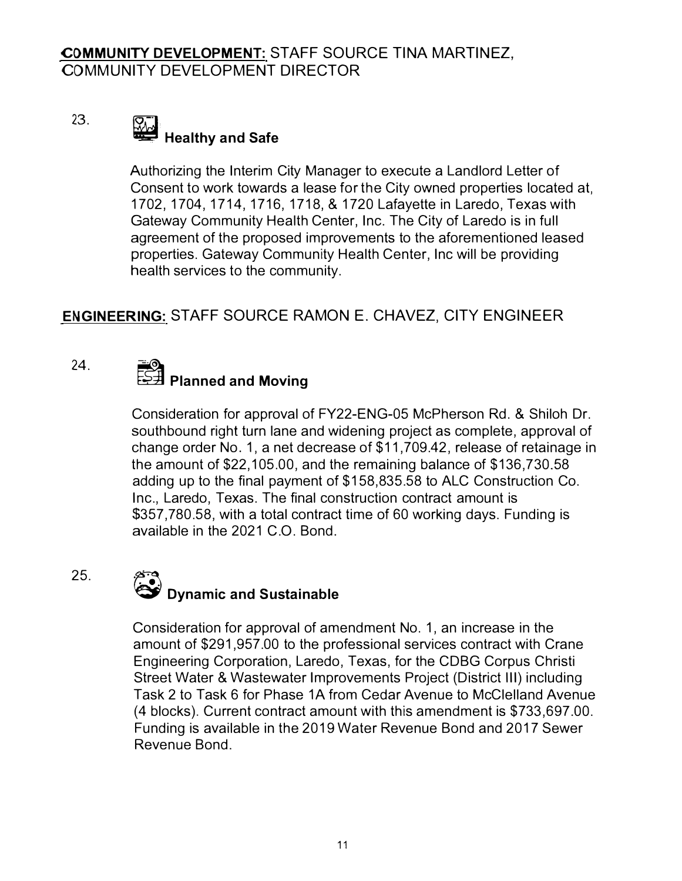**COMMUNITY DEVELOPMENT:** STAFF SOURCE TINA MARTINEZ, COMMUNITY DEVELOPMENT DIRECTOR

23. **Healthy and Safe**

    Authorizing the Interim City Manager to execute a Landlord Letter of Consent to work towards a lease for the City owned properties located at, 1702, 1704, 1714, 1716, 1718, & 1720 Lafayette in Laredo, Texas with Gateway Community Health Center, Inc. The City of Laredo is in full agreement of the proposed improvements to the aforementioned leased properties. Gateway Community Health Center, Inc will be providing health services to the community.

**ENGINEERING:** STAFF SOURCE RAMON E. CHAVEZ, CITY ENGINEER

24. **Planned and Moving**

    Consideration for approval of FY22-ENG-05 McPherson Rd. & Shiloh Dr. southbound right turn lane and widening project as complete, approval of change order No. 1, a net decrease of $11,709.42, release of retainage in the amount of $22,105.00, and the remaining balance of $136,730.58 adding up to the final payment of $158,835.58 to ALC Construction Co. Inc., Laredo, Texas. The final construction contract amount is $357,780.58, with a total contract time of 60 working days. Funding is available in the 2021 C.O. Bond.

25. **Dynamic and Sustainable**

    Consideration for approval of amendment No. 1, an increase in the amount of $291,957.00 to the professional services contract with Crane Engineering Corporation, Laredo, Texas, for the CDBG Corpus Christi Street Water & Wastewater Improvements Project (District III) including Task 2 to Task 6 for Phase 1A from Cedar Avenue to McClelland Avenue (4 blocks). Current contract amount with this amendment is $733,697.00. Funding is available in the 2019 Water Revenue Bond and 2017 Sewer Revenue Bond.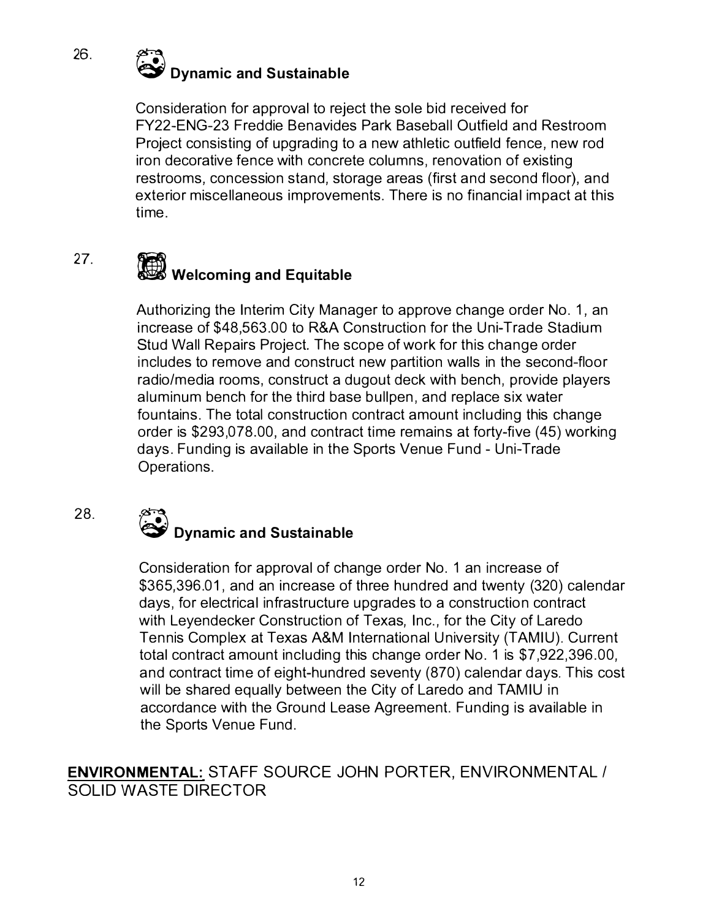26\. **Dynamic and Sustainable**

Consideration for approval to reject the sole bid received for FY22-ENG-23 Freddie Benavides Park Baseball Outfield and Restroom Project consisting of upgrading to a new athletic outfield fence, new rod iron decorative fence with concrete columns, renovation of existing restrooms, concession stand, storage areas (first and second floor), and exterior miscellaneous improvements. There is no financial impact at this time.

27\. **Welcoming and Equitable**

Authorizing the Interim City Manager to approve change order No. 1, an increase of $48,563.00 to R&A Construction for the Uni-Trade Stadium Stud Wall Repairs Project. The scope of work for this change order includes to remove and construct new partition walls in the second-floor radio/media rooms, construct a dugout deck with bench, provide players aluminum bench for the third base bullpen, and replace six water fountains. The total construction contract amount including this change order is $293,078.00, and contract time remains at forty-five (45) working days. Funding is available in the Sports Venue Fund - Uni-Trade Operations.

28\. **Dynamic and Sustainable**

Consideration for approval of change order No. 1 an increase of $365,396.01, and an increase of three hundred and twenty (320) calendar days, for electrical infrastructure upgrades to a construction contract with Leyendecker Construction of Texas, Inc., for the City of Laredo Tennis Complex at Texas A&M International University (TAMIU). Current total contract amount including this change order No. 1 is $7,922,396.00, and contract time of eight-hundred seventy (870) calendar days. This cost will be shared equally between the City of Laredo and TAMIU in accordance with the Ground Lease Agreement. Funding is available in the Sports Venue Fund.

**<u>ENVIRONMENTAL:</u>** STAFF SOURCE JOHN PORTER, ENVIRONMENTAL / SOLID WASTE DIRECTOR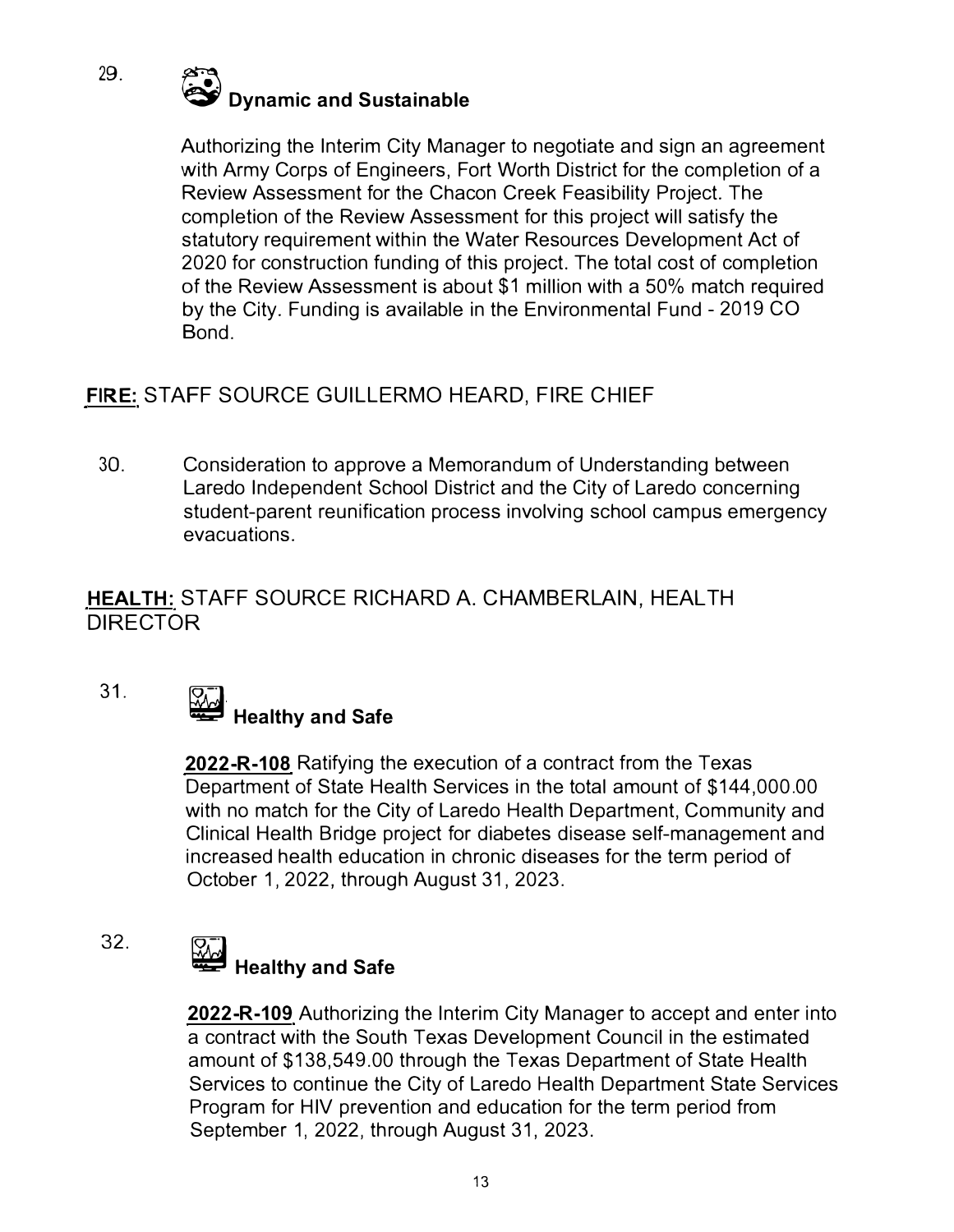29. **Dynamic and Sustainable**

Authorizing the Interim City Manager to negotiate and sign an agreement with Army Corps of Engineers, Fort Worth District for the completion of a Review Assessment for the Chacon Creek Feasibility Project. The completion of the Review Assessment for this project will satisfy the statutory requirement within the Water Resources Development Act of 2020 for construction funding of this project. The total cost of completion of the Review Assessment is about $1 million with a 50% match required by the City. Funding is available in the Environmental Fund - 2019 CO Bond.

**FIRE:** STAFF SOURCE GUILLERMO HEARD, FIRE CHIEF

30. Consideration to approve a Memorandum of Understanding between Laredo Independent School District and the City of Laredo concerning student-parent reunification process involving school campus emergency evacuations.

**HEALTH:** STAFF SOURCE RICHARD A. CHAMBERLAIN, HEALTH DIRECTOR

31. **Healthy and Safe**

**2022-R-108** Ratifying the execution of a contract from the Texas Department of State Health Services in the total amount of $144,000.00 with no match for the City of Laredo Health Department, Community and Clinical Health Bridge project for diabetes disease self-management and increased health education in chronic diseases for the term period of October 1, 2022, through August 31, 2023.

32. **Healthy and Safe**

**2022-R-109** Authorizing the Interim City Manager to accept and enter into a contract with the South Texas Development Council in the estimated amount of $138,549.00 through the Texas Department of State Health Services to continue the City of Laredo Health Department State Services Program for HIV prevention and education for the term period from September 1, 2022, through August 31, 2023.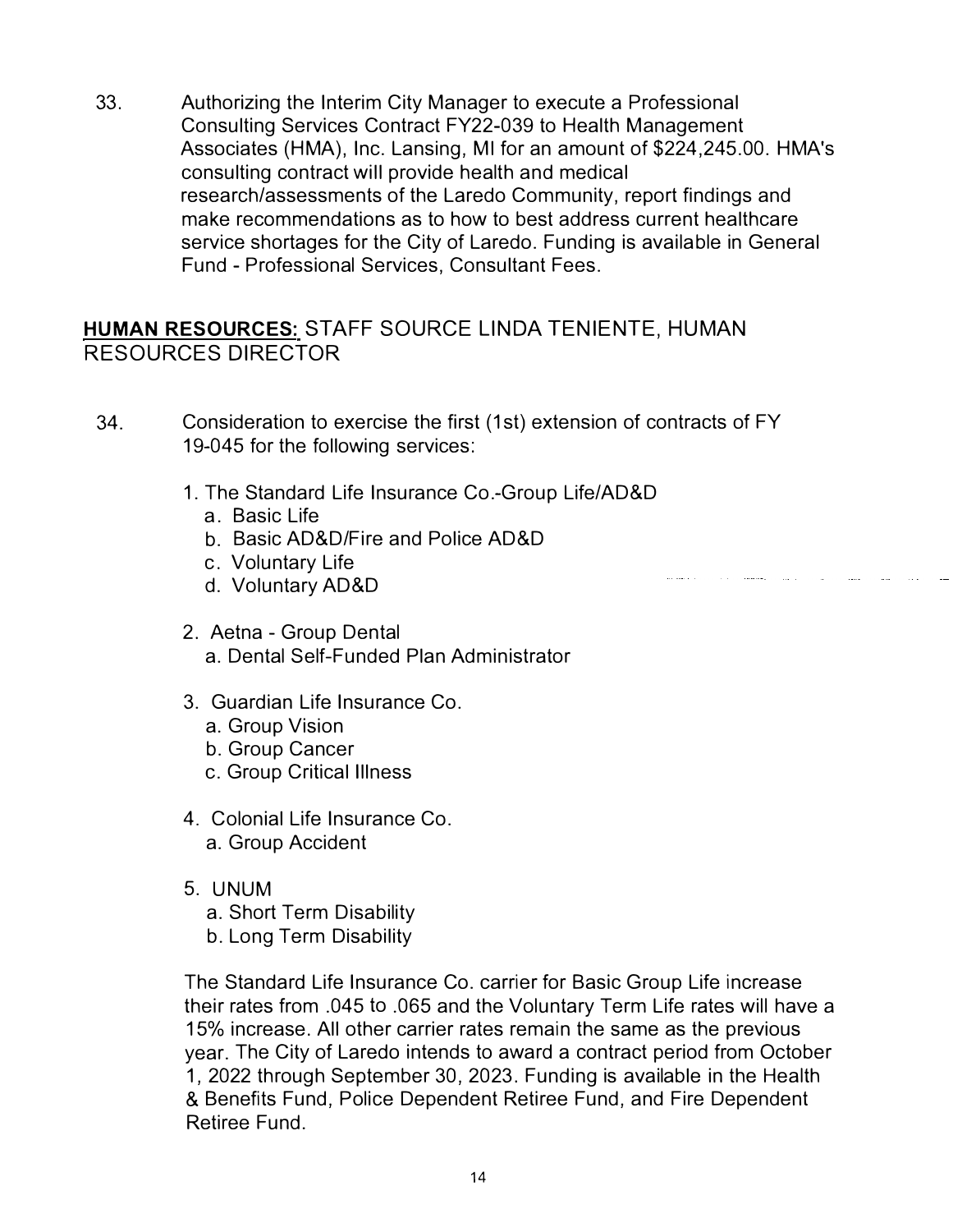33. Authorizing the Interim City Manager to execute a Professional Consulting Services Contract FY22-039 to Health Management Associates (HMA), Inc. Lansing, MI for an amount of $224,245.00. HMA's consulting contract will provide health and medical research/assessments of the Laredo Community, report findings and make recommendations as to how to best address current healthcare service shortages for the City of Laredo. Funding is available in General Fund - Professional Services, Consultant Fees.

**HUMAN RESOURCES:** STAFF SOURCE LINDA TENIENTE, HUMAN RESOURCES DIRECTOR

34. Consideration to exercise the first (1st) extension of contracts of FY 19-045 for the following services:

    1. The Standard Life Insurance Co.-Group Life/AD&D
        a. Basic Life
        b. Basic AD&D/Fire and Police AD&D
        c. Voluntary Life
        d. Voluntary AD&D

    2. Aetna - Group Dental
        a. Dental Self-Funded Plan Administrator

    3. Guardian Life Insurance Co.
        a. Group Vision
        b. Group Cancer
        c. Group Critical Illness

    4. Colonial Life Insurance Co.
        a. Group Accident

    5. UNUM
        a. Short Term Disability
        b. Long Term Disability

    The Standard Life Insurance Co. carrier for Basic Group Life increase their rates from .045 to .065 and the Voluntary Term Life rates will have a 15% increase. All other carrier rates remain the same as the previous year. The City of Laredo intends to award a contract period from October 1, 2022 through September 30, 2023. Funding is available in the Health & Benefits Fund, Police Dependent Retiree Fund, and Fire Dependent Retiree Fund.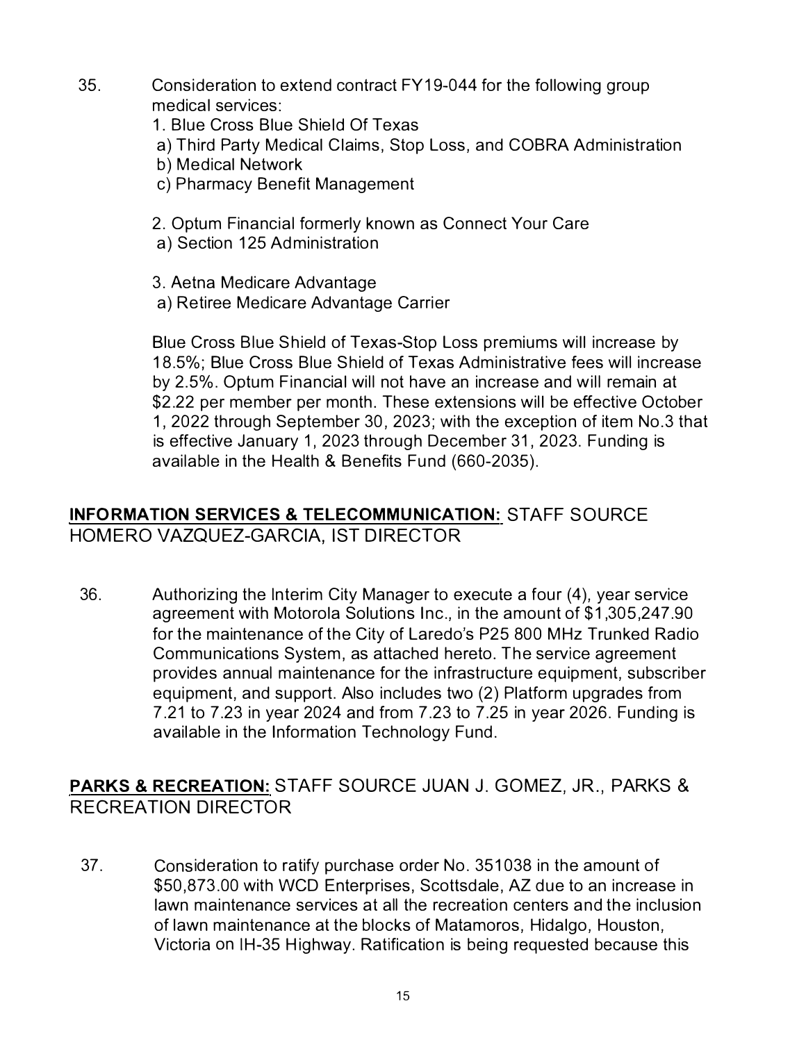35. Consideration to extend contract FY19-044 for the following group medical services:

    1. Blue Cross Blue Shield Of Texas
        a) Third Party Medical Claims, Stop Loss, and COBRA Administration
        b) Medical Network
        c) Pharmacy Benefit Management

    2. Optum Financial formerly known as Connect Your Care
        a) Section 125 Administration

    3. Aetna Medicare Advantage
        a) Retiree Medicare Advantage Carrier

    Blue Cross Blue Shield of Texas-Stop Loss premiums will increase by 18.5%; Blue Cross Blue Shield of Texas Administrative fees will increase by 2.5%. Optum Financial will not have an increase and will remain at $2.22 per member per month. These extensions will be effective October 1, 2022 through September 30, 2023; with the exception of item No.3 that is effective January 1, 2023 through December 31, 2023. Funding is available in the Health & Benefits Fund (660-2035).

**INFORMATION SERVICES & TELECOMMUNICATION:** STAFF SOURCE HOMERO VAZQUEZ-GARCIA, IST DIRECTOR

36. Authorizing the Interim City Manager to execute a four (4), year service agreement with Motorola Solutions Inc., in the amount of $1,305,247.90 for the maintenance of the City of Laredo's P25 800 MHz Trunked Radio Communications System, as attached hereto. The service agreement provides annual maintenance for the infrastructure equipment, subscriber equipment, and support. Also includes two (2) Platform upgrades from 7.21 to 7.23 in year 2024 and from 7.23 to 7.25 in year 2026. Funding is available in the Information Technology Fund.

**PARKS & RECREATION:** STAFF SOURCE JUAN J. GOMEZ, JR., PARKS & RECREATION DIRECTOR

37. Consideration to ratify purchase order No. 351038 in the amount of $50,873.00 with WCD Enterprises, Scottsdale, AZ due to an increase in lawn maintenance services at all the recreation centers and the inclusion of lawn maintenance at the blocks of Matamoros, Hidalgo, Houston, Victoria on IH-35 Highway. Ratification is being requested because this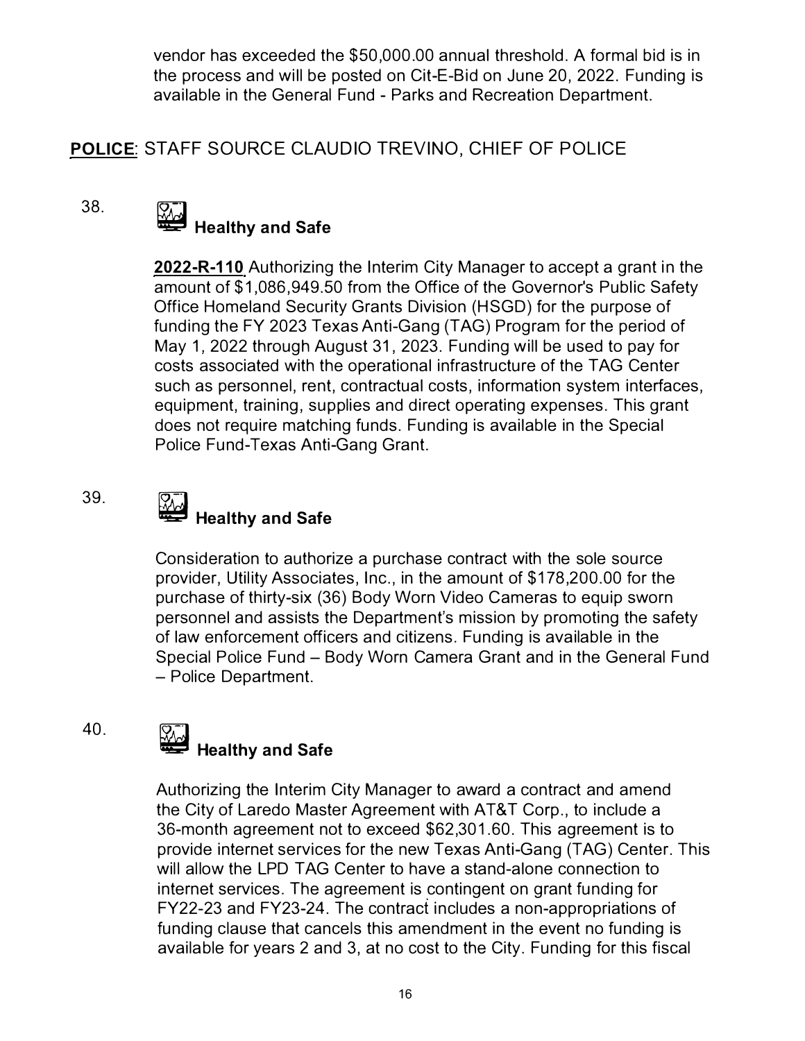vendor has exceeded the $50,000.00 annual threshold. A formal bid is in the process and will be posted on Cit-E-Bid on June 20, 2022. Funding is available in the General Fund - Parks and Recreation Department.

**POLICE**: STAFF SOURCE CLAUDIO TREVINO, CHIEF OF POLICE

38. **Healthy and Safe**

**2022-R-110** Authorizing the Interim City Manager to accept a grant in the amount of $1,086,949.50 from the Office of the Governor's Public Safety Office Homeland Security Grants Division (HSGD) for the purpose of funding the FY 2023 Texas Anti-Gang (TAG) Program for the period of May 1, 2022 through August 31, 2023. Funding will be used to pay for costs associated with the operational infrastructure of the TAG Center such as personnel, rent, contractual costs, information system interfaces, equipment, training, supplies and direct operating expenses. This grant does not require matching funds. Funding is available in the Special Police Fund-Texas Anti-Gang Grant.

39. **Healthy and Safe**

Consideration to authorize a purchase contract with the sole source provider, Utility Associates, Inc., in the amount of $178,200.00 for the purchase of thirty-six (36) Body Worn Video Cameras to equip sworn personnel and assists the Department's mission by promoting the safety of law enforcement officers and citizens. Funding is available in the Special Police Fund – Body Worn Camera Grant and in the General Fund – Police Department.

40. **Healthy and Safe**

Authorizing the Interim City Manager to award a contract and amend the City of Laredo Master Agreement with AT&T Corp., to include a 36-month agreement not to exceed $62,301.60. This agreement is to provide internet services for the new Texas Anti-Gang (TAG) Center. This will allow the LPD TAG Center to have a stand-alone connection to internet services. The agreement is contingent on grant funding for FY22-23 and FY23-24. The contract includes a non-appropriations of funding clause that cancels this amendment in the event no funding is available for years 2 and 3, at no cost to the City. Funding for this fiscal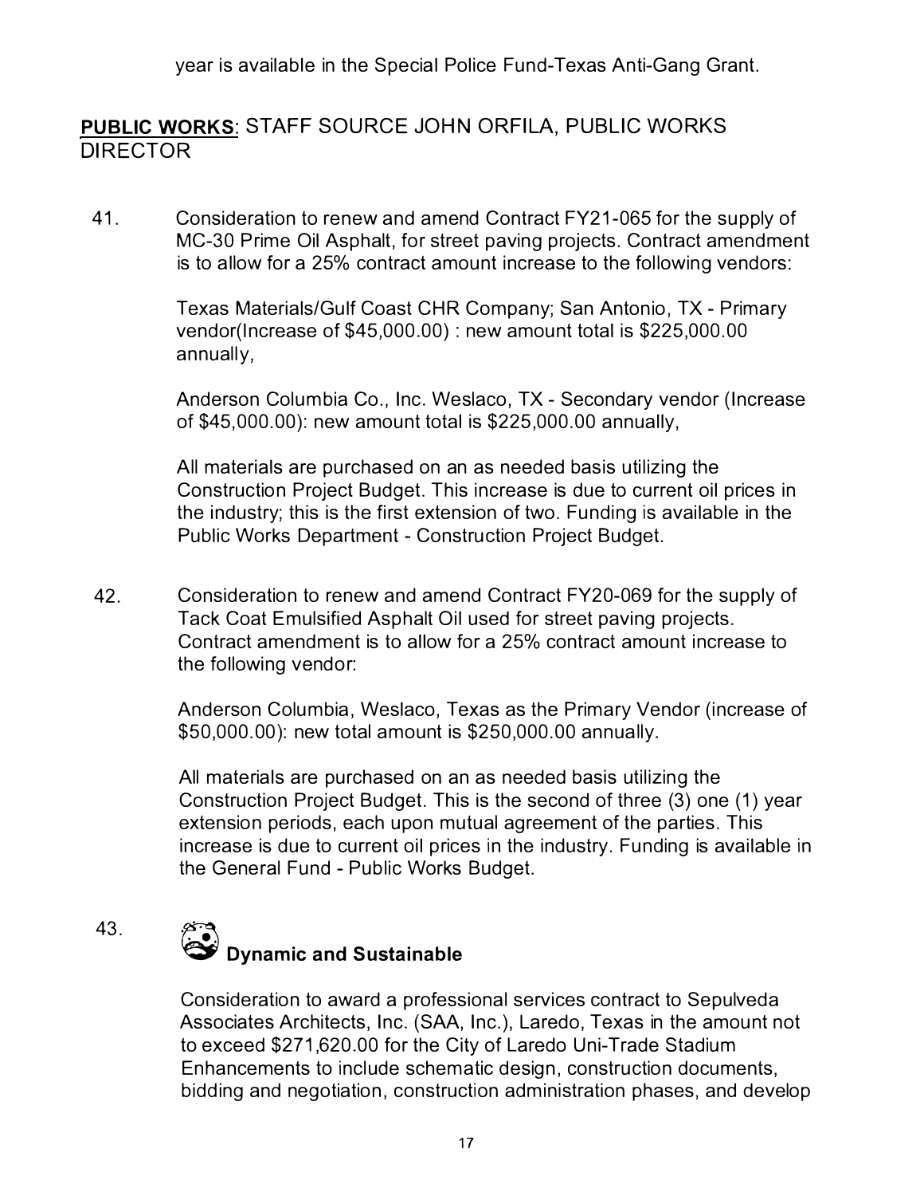year is available in the Special Police Fund-Texas Anti-Gang Grant.

**PUBLIC WORKS**: STAFF SOURCE JOHN ORFILA, PUBLIC WORKS DIRECTOR

41. Consideration to renew and amend Contract FY21-065 for the supply of MC-30 Prime Oil Asphalt, for street paving projects. Contract amendment is to allow for a 25% contract amount increase to the following vendors:

    Texas Materials/Gulf Coast CHR Company; San Antonio, TX - Primary vendor(Increase of $45,000.00) : new amount total is $225,000.00 annually,

    Anderson Columbia Co., Inc. Weslaco, TX - Secondary vendor (Increase of $45,000.00): new amount total is $225,000.00 annually,

    All materials are purchased on an as needed basis utilizing the Construction Project Budget. This increase is due to current oil prices in the industry; this is the first extension of two. Funding is available in the Public Works Department - Construction Project Budget.

42. Consideration to renew and amend Contract FY20-069 for the supply of Tack Coat Emulsified Asphalt Oil used for street paving projects. Contract amendment is to allow for a 25% contract amount increase to the following vendor:

    Anderson Columbia, Weslaco, Texas as the Primary Vendor (increase of $50,000.00): new total amount is $250,000.00 annually.

    All materials are purchased on an as needed basis utilizing the Construction Project Budget. This is the second of three (3) one (1) year extension periods, each upon mutual agreement of the parties. This increase is due to current oil prices in the industry. Funding is available in the General Fund - Public Works Budget.

43. **Dynamic and Sustainable**

    Consideration to award a professional services contract to Sepulveda Associates Architects, Inc. (SAA, Inc.), Laredo, Texas in the amount not to exceed $271,620.00 for the City of Laredo Uni-Trade Stadium Enhancements to include schematic design, construction documents, bidding and negotiation, construction administration phases, and develop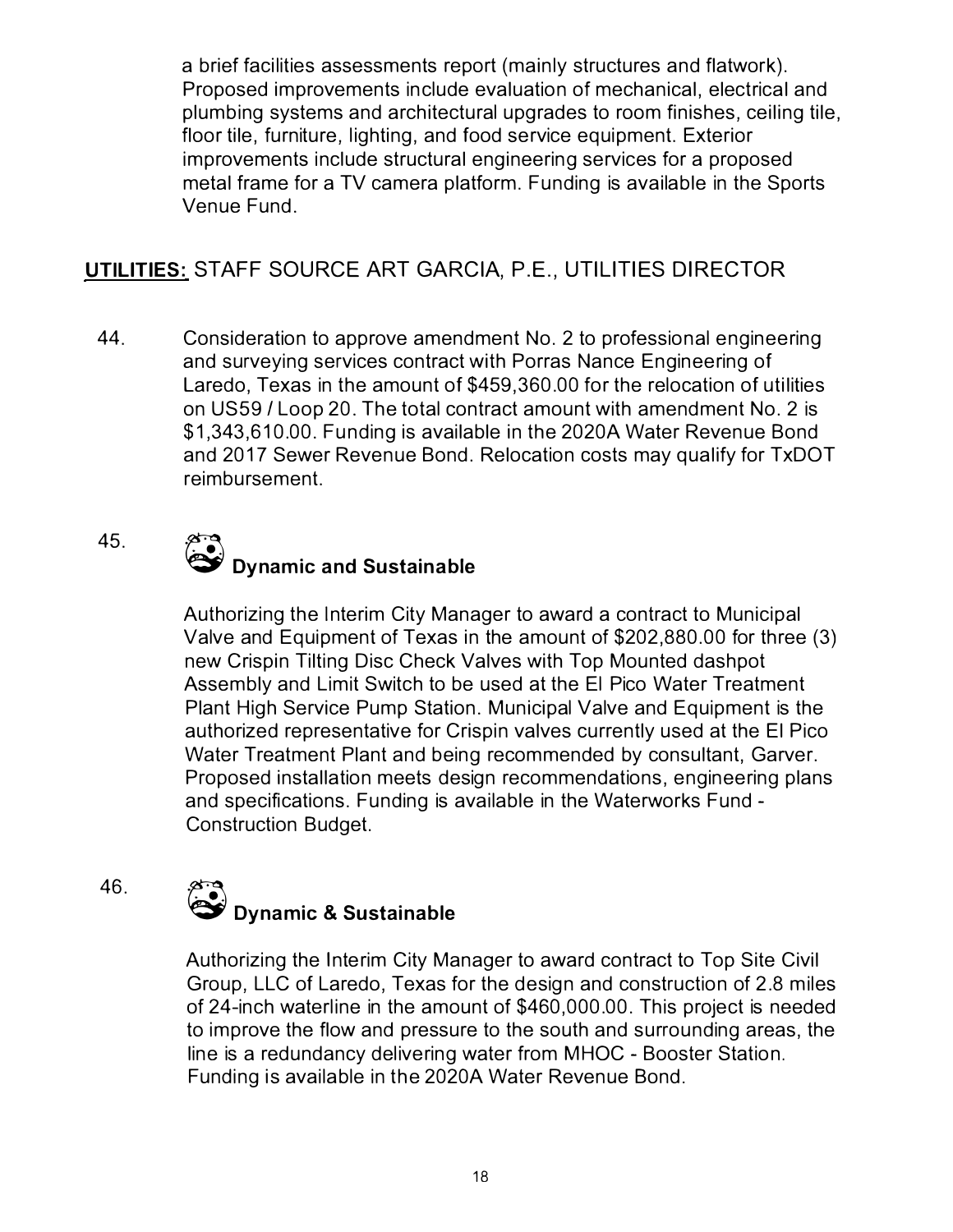a brief facilities assessments report (mainly structures and flatwork). Proposed improvements include evaluation of mechanical, electrical and plumbing systems and architectural upgrades to room finishes, ceiling tile, floor tile, furniture, lighting, and food service equipment. Exterior improvements include structural engineering services for a proposed metal frame for a TV camera platform. Funding is available in the Sports Venue Fund.

**UTILITIES:** STAFF SOURCE ART GARCIA, P.E., UTILITIES DIRECTOR

44. Consideration to approve amendment No. 2 to professional engineering and surveying services contract with Porras Nance Engineering of Laredo, Texas in the amount of $459,360.00 for the relocation of utilities on US59 / Loop 20. The total contract amount with amendment No. 2 is $1,343,610.00. Funding is available in the 2020A Water Revenue Bond and 2017 Sewer Revenue Bond. Relocation costs may qualify for TxDOT reimbursement.

45. **Dynamic and Sustainable**

    Authorizing the Interim City Manager to award a contract to Municipal Valve and Equipment of Texas in the amount of $202,880.00 for three (3) new Crispin Tilting Disc Check Valves with Top Mounted dashpot Assembly and Limit Switch to be used at the El Pico Water Treatment Plant High Service Pump Station. Municipal Valve and Equipment is the authorized representative for Crispin valves currently used at the El Pico Water Treatment Plant and being recommended by consultant, Garver. Proposed installation meets design recommendations, engineering plans and specifications. Funding is available in the Waterworks Fund - Construction Budget.

46. **Dynamic & Sustainable**

    Authorizing the Interim City Manager to award contract to Top Site Civil Group, LLC of Laredo, Texas for the design and construction of 2.8 miles of 24-inch waterline in the amount of $460,000.00. This project is needed to improve the flow and pressure to the south and surrounding areas, the line is a redundancy delivering water from MHOC - Booster Station. Funding is available in the 2020A Water Revenue Bond.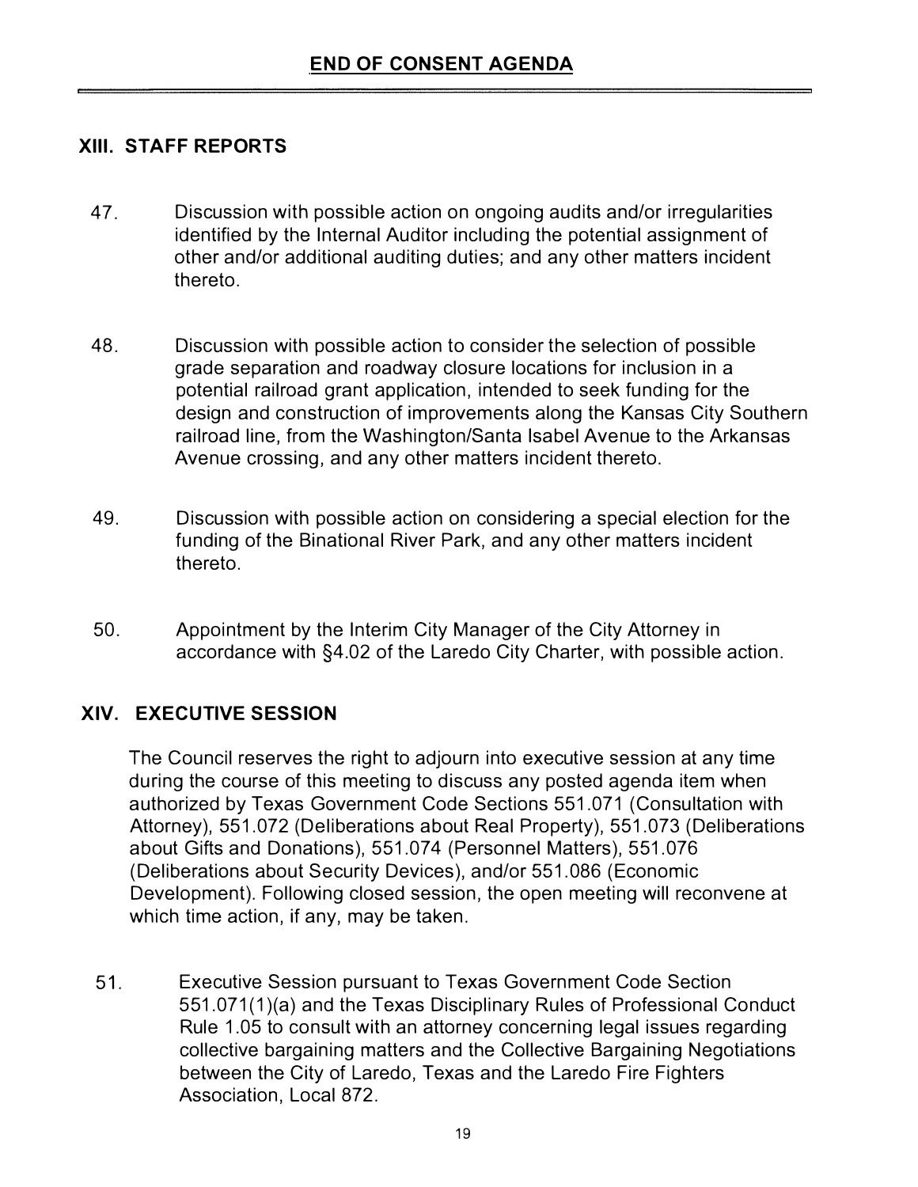## END OF CONSENT AGENDA

---

### XIII. STAFF REPORTS

47. Discussion with possible action on ongoing audits and/or irregularities identified by the Internal Auditor including the potential assignment of other and/or additional auditing duties; and any other matters incident thereto.

48. Discussion with possible action to consider the selection of possible grade separation and roadway closure locations for inclusion in a potential railroad grant application, intended to seek funding for the design and construction of improvements along the Kansas City Southern railroad line, from the Washington/Santa Isabel Avenue to the Arkansas Avenue crossing, and any other matters incident thereto.

49. Discussion with possible action on considering a special election for the funding of the Binational River Park, and any other matters incident thereto.

50. Appointment by the Interim City Manager of the City Attorney in accordance with §4.02 of the Laredo City Charter, with possible action.

### XIV. EXECUTIVE SESSION

The Council reserves the right to adjourn into executive session at any time during the course of this meeting to discuss any posted agenda item when authorized by Texas Government Code Sections 551.071 (Consultation with Attorney), 551.072 (Deliberations about Real Property), 551.073 (Deliberations about Gifts and Donations), 551.074 (Personnel Matters), 551.076 (Deliberations about Security Devices), and/or 551.086 (Economic Development). Following closed session, the open meeting will reconvene at which time action, if any, may be taken.

51. Executive Session pursuant to Texas Government Code Section 551.071(1)(a) and the Texas Disciplinary Rules of Professional Conduct Rule 1.05 to consult with an attorney concerning legal issues regarding collective bargaining matters and the Collective Bargaining Negotiations between the City of Laredo, Texas and the Laredo Fire Fighters Association, Local 872.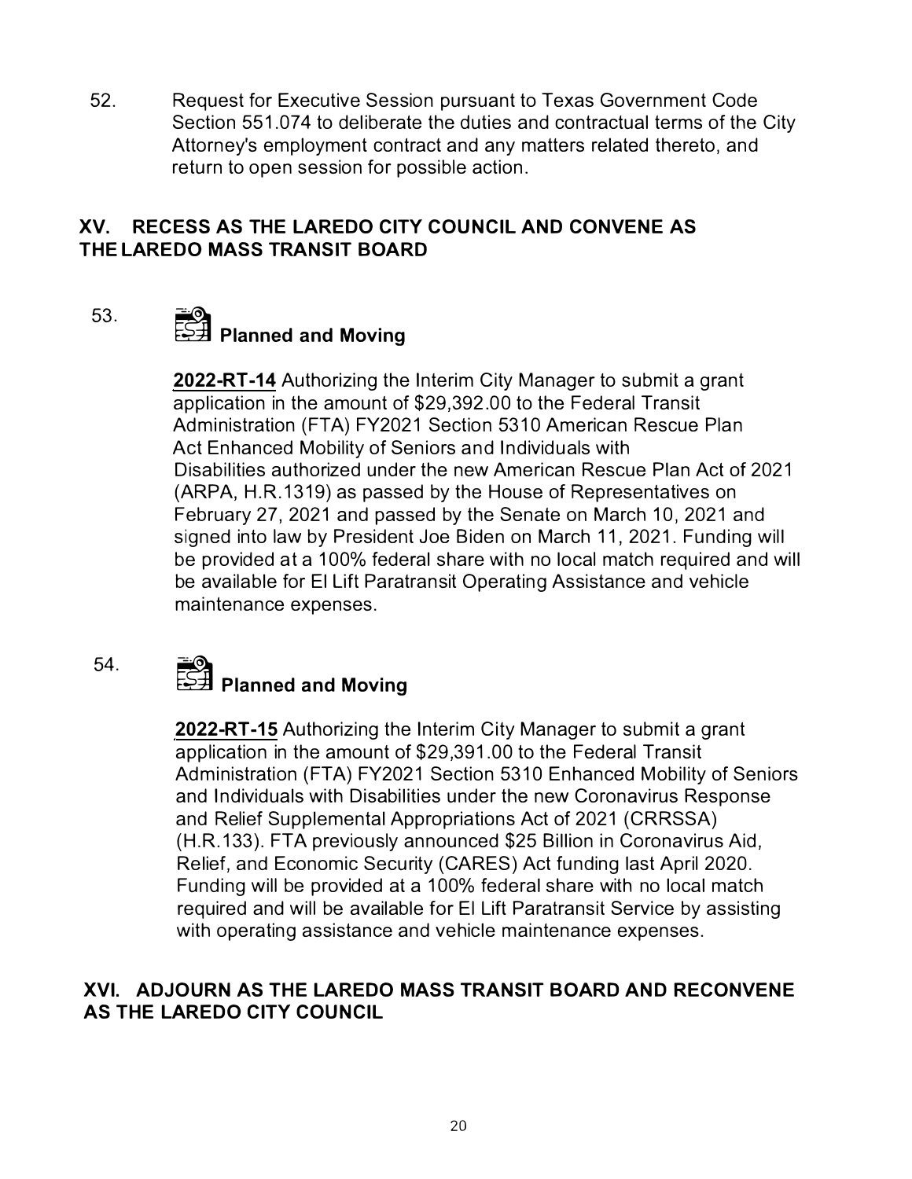52. Request for Executive Session pursuant to Texas Government Code Section 551.074 to deliberate the duties and contractual terms of the City Attorney's employment contract and any matters related thereto, and return to open session for possible action.

## XV. RECESS AS THE LAREDO CITY COUNCIL AND CONVENE AS THE LAREDO MASS TRANSIT BOARD

53. **Planned and Moving**

**2022-RT-14** Authorizing the Interim City Manager to submit a grant application in the amount of $29,392.00 to the Federal Transit Administration (FTA) FY2021 Section 5310 American Rescue Plan Act Enhanced Mobility of Seniors and Individuals with Disabilities authorized under the new American Rescue Plan Act of 2021 (ARPA, H.R.1319) as passed by the House of Representatives on February 27, 2021 and passed by the Senate on March 10, 2021 and signed into law by President Joe Biden on March 11, 2021. Funding will be provided at a 100% federal share with no local match required and will be available for El Lift Paratransit Operating Assistance and vehicle maintenance expenses.

54. **Planned and Moving**

**2022-RT-15** Authorizing the Interim City Manager to submit a grant application in the amount of $29,391.00 to the Federal Transit Administration (FTA) FY2021 Section 5310 Enhanced Mobility of Seniors and Individuals with Disabilities under the new Coronavirus Response and Relief Supplemental Appropriations Act of 2021 (CRRSSA) (H.R.133). FTA previously announced $25 Billion in Coronavirus Aid, Relief, and Economic Security (CARES) Act funding last April 2020. Funding will be provided at a 100% federal share with no local match required and will be available for El Lift Paratransit Service by assisting with operating assistance and vehicle maintenance expenses.

## XVI. ADJOURN AS THE LAREDO MASS TRANSIT BOARD AND RECONVENE AS THE LAREDO CITY COUNCIL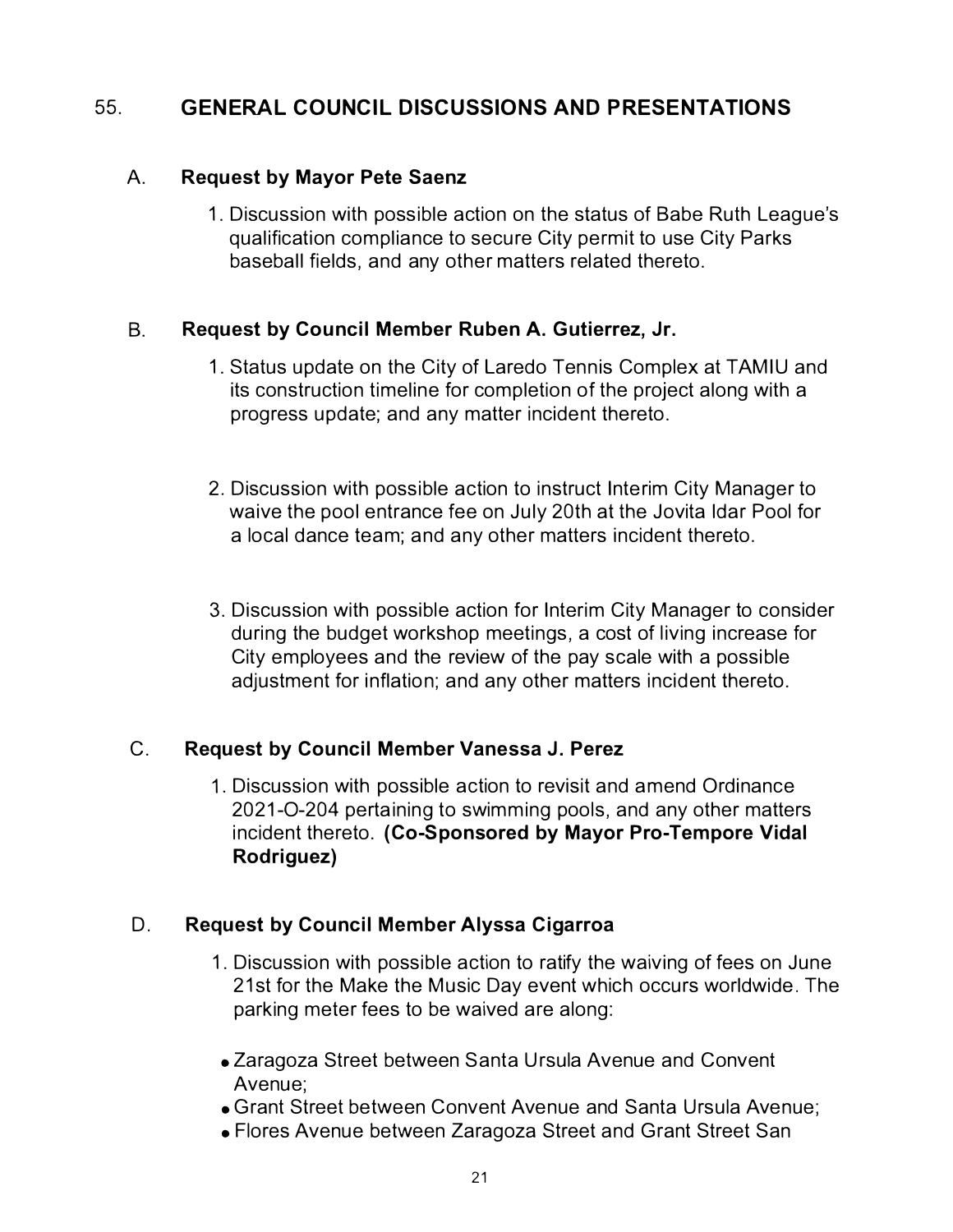## 55. GENERAL COUNCIL DISCUSSIONS AND PRESENTATIONS

### A. Request by Mayor Pete Saenz

1. Discussion with possible action on the status of Babe Ruth League's qualification compliance to secure City permit to use City Parks baseball fields, and any other matters related thereto.

### B. Request by Council Member Ruben A. Gutierrez, Jr.

1. Status update on the City of Laredo Tennis Complex at TAMIU and its construction timeline for completion of the project along with a progress update; and any matter incident thereto.

2. Discussion with possible action to instruct Interim City Manager to waive the pool entrance fee on July 20th at the Jovita Idar Pool for a local dance team; and any other matters incident thereto.

3. Discussion with possible action for Interim City Manager to consider during the budget workshop meetings, a cost of living increase for City employees and the review of the pay scale with a possible adjustment for inflation; and any other matters incident thereto.

### C. Request by Council Member Vanessa J. Perez

1. Discussion with possible action to revisit and amend Ordinance 2021-O-204 pertaining to swimming pools, and any other matters incident thereto. **(Co-Sponsored by Mayor Pro-Tempore Vidal Rodriguez)**

### D. Request by Council Member Alyssa Cigarroa

1. Discussion with possible action to ratify the waiving of fees on June 21st for the Make the Music Day event which occurs worldwide. The parking meter fees to be waived are along:

- Zaragoza Street between Santa Ursula Avenue and Convent Avenue;
- Grant Street between Convent Avenue and Santa Ursula Avenue;
- Flores Avenue between Zaragoza Street and Grant Street San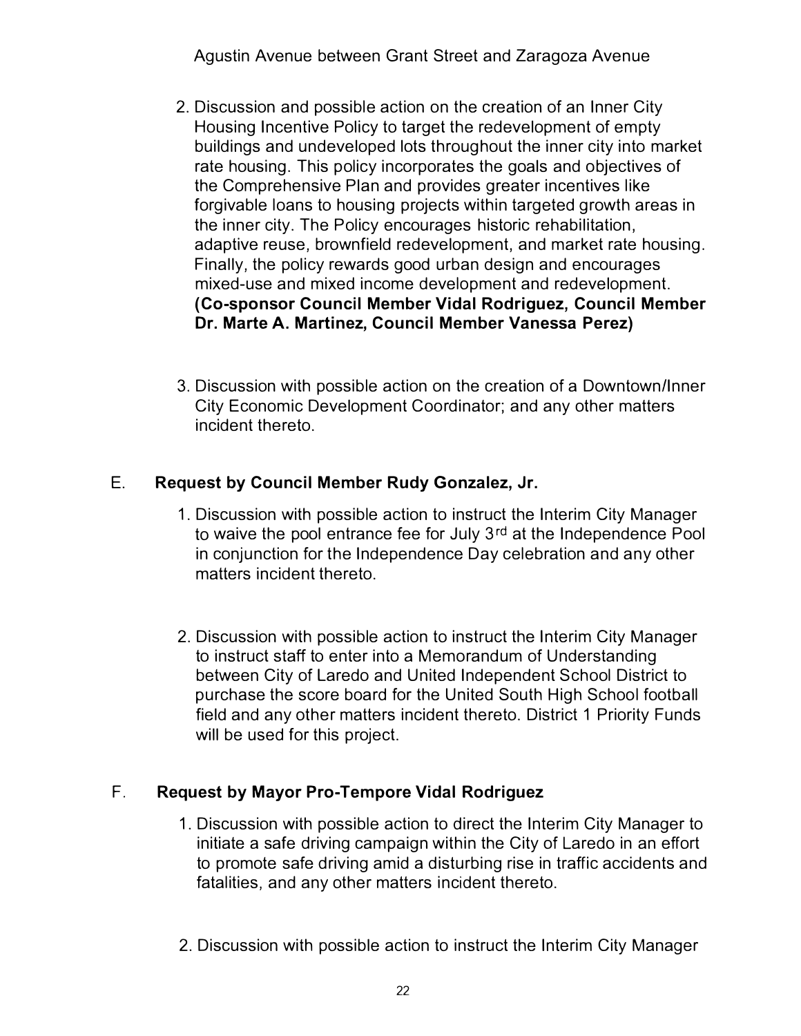Agustin Avenue between Grant Street and Zaragoza Avenue

2. Discussion and possible action on the creation of an Inner City Housing Incentive Policy to target the redevelopment of empty buildings and undeveloped lots throughout the inner city into market rate housing. This policy incorporates the goals and objectives of the Comprehensive Plan and provides greater incentives like forgivable loans to housing projects within targeted growth areas in the inner city. The Policy encourages historic rehabilitation, adaptive reuse, brownfield redevelopment, and market rate housing. Finally, the policy rewards good urban design and encourages mixed-use and mixed income development and redevelopment. **(Co-sponsor Council Member Vidal Rodriguez, Council Member Dr. Marte A. Martinez, Council Member Vanessa Perez)**

3. Discussion with possible action on the creation of a Downtown/Inner City Economic Development Coordinator; and any other matters incident thereto.

E. **Request by Council Member Rudy Gonzalez, Jr.**

1. Discussion with possible action to instruct the Interim City Manager to waive the pool entrance fee for July 3rd at the Independence Pool in conjunction for the Independence Day celebration and any other matters incident thereto.

2. Discussion with possible action to instruct the Interim City Manager to instruct staff to enter into a Memorandum of Understanding between City of Laredo and United Independent School District to purchase the score board for the United South High School football field and any other matters incident thereto. District 1 Priority Funds will be used for this project.

F. **Request by Mayor Pro-Tempore Vidal Rodriguez**

1. Discussion with possible action to direct the Interim City Manager to initiate a safe driving campaign within the City of Laredo in an effort to promote safe driving amid a disturbing rise in traffic accidents and fatalities, and any other matters incident thereto.

2. Discussion with possible action to instruct the Interim City Manager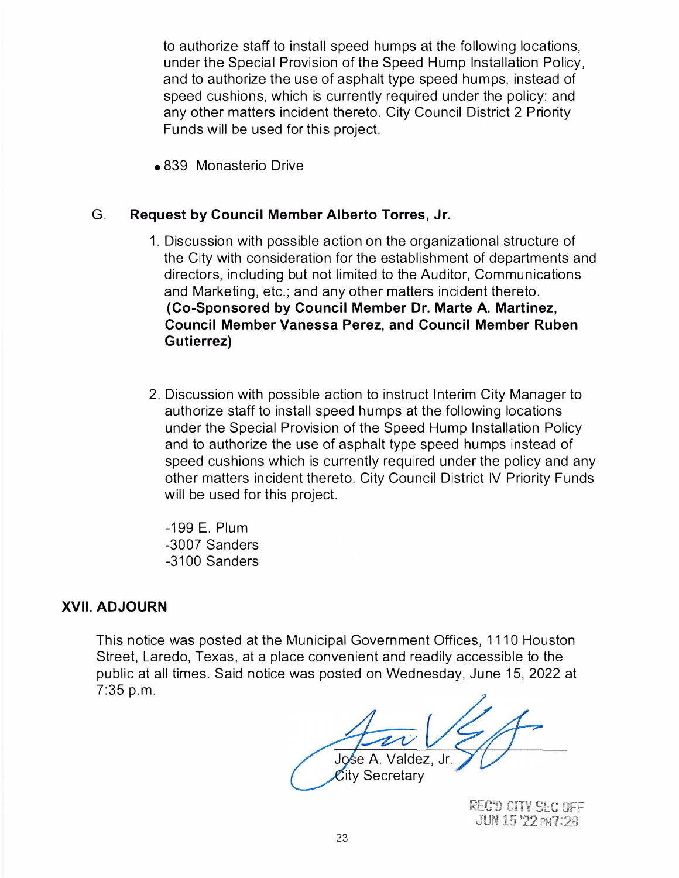to authorize staff to install speed humps at the following locations, under the Special Provision of the Speed Hump Installation Policy, and to authorize the use of asphalt type speed humps, instead of speed cushions, which is currently required under the policy; and any other matters incident thereto. City Council District 2 Priority Funds will be used for this project.

- 839 Monasterio Drive

G. **Request by Council Member Alberto Torres, Jr.**

1. Discussion with possible action on the organizational structure of the City with consideration for the establishment of departments and directors, including but not limited to the Auditor, Communications and Marketing, etc.; and any other matters incident thereto. **(Co-Sponsored by Council Member Dr. Marte A. Martinez, Council Member Vanessa Perez, and Council Member Ruben Gutierrez)**

2. Discussion with possible action to instruct Interim City Manager to authorize staff to install speed humps at the following locations under the Special Provision of the Speed Hump Installation Policy and to authorize the use of asphalt type speed humps instead of speed cushions which is currently required under the policy and any other matters incident thereto. City Council District IV Priority Funds will be used for this project.

   -199 E. Plum
   -3007 Sanders
   -3100 Sanders

## XVII. ADJOURN

This notice was posted at the Municipal Government Offices, 1110 Houston Street, Laredo, Texas, at a place convenient and readily accessible to the public at all times. Said notice was posted on Wednesday, June 15, 2022 at 7:35 p.m.

Jose A. Valdez, Jr.
City Secretary

REC'D CITY SEC OFF
JUN 15 '22 PM7:28